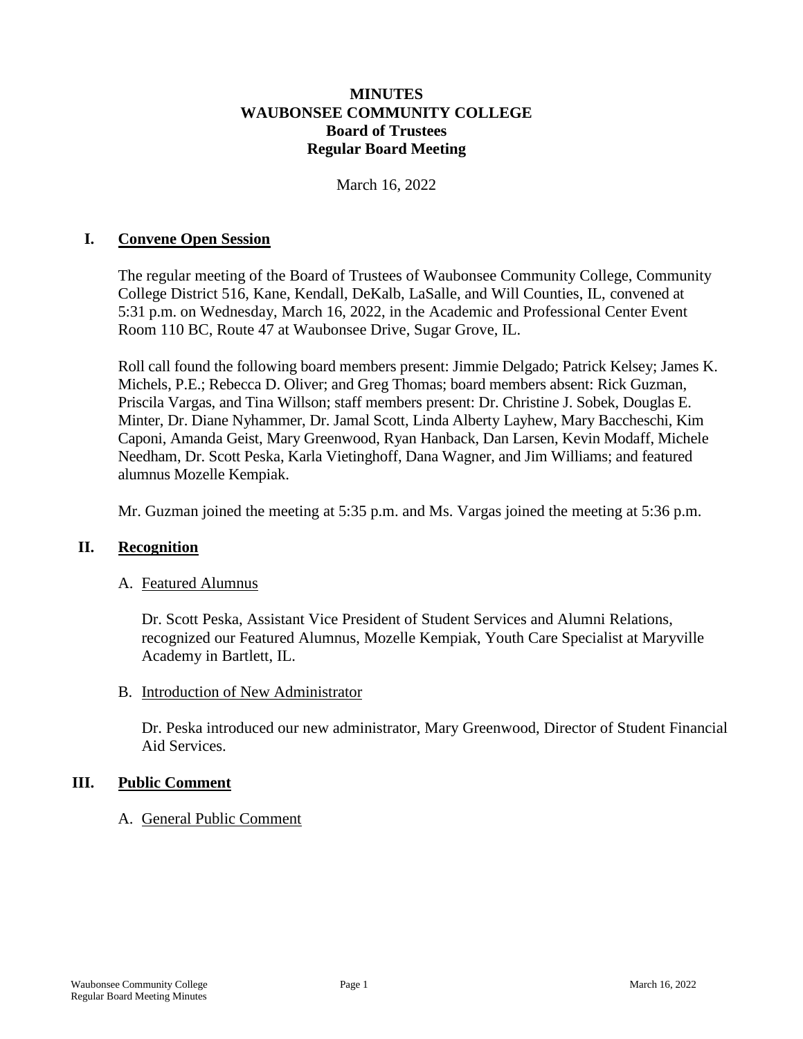# MINUTES
# WAUBONSEE COMMUNITY COLLEGE
## Board of Trustees
## Regular Board Meeting

March 16, 2022

## I. Convene Open Session

The regular meeting of the Board of Trustees of Waubonsee Community College, Community College District 516, Kane, Kendall, DeKalb, LaSalle, and Will Counties, IL, convened at 5:31 p.m. on Wednesday, March 16, 2022, in the Academic and Professional Center Event Room 110 BC, Route 47 at Waubonsee Drive, Sugar Grove, IL.

Roll call found the following board members present: Jimmie Delgado; Patrick Kelsey; James K. Michels, P.E.; Rebecca D. Oliver; and Greg Thomas; board members absent: Rick Guzman, Priscila Vargas, and Tina Willson; staff members present: Dr. Christine J. Sobek, Douglas E. Minter, Dr. Diane Nyhammer, Dr. Jamal Scott, Linda Alberty Layhew, Mary Baccheschi, Kim Caponi, Amanda Geist, Mary Greenwood, Ryan Hanback, Dan Larsen, Kevin Modaff, Michele Needham, Dr. Scott Peska, Karla Vietinghoff, Dana Wagner, and Jim Williams; and featured alumnus Mozelle Kempiak.

Mr. Guzman joined the meeting at 5:35 p.m. and Ms. Vargas joined the meeting at 5:36 p.m.

## II. Recognition

### A. Featured Alumnus

Dr. Scott Peska, Assistant Vice President of Student Services and Alumni Relations, recognized our Featured Alumnus, Mozelle Kempiak, Youth Care Specialist at Maryville Academy in Bartlett, IL.

### B. Introduction of New Administrator

Dr. Peska introduced our new administrator, Mary Greenwood, Director of Student Financial Aid Services.

## III. Public Comment

### A. General Public Comment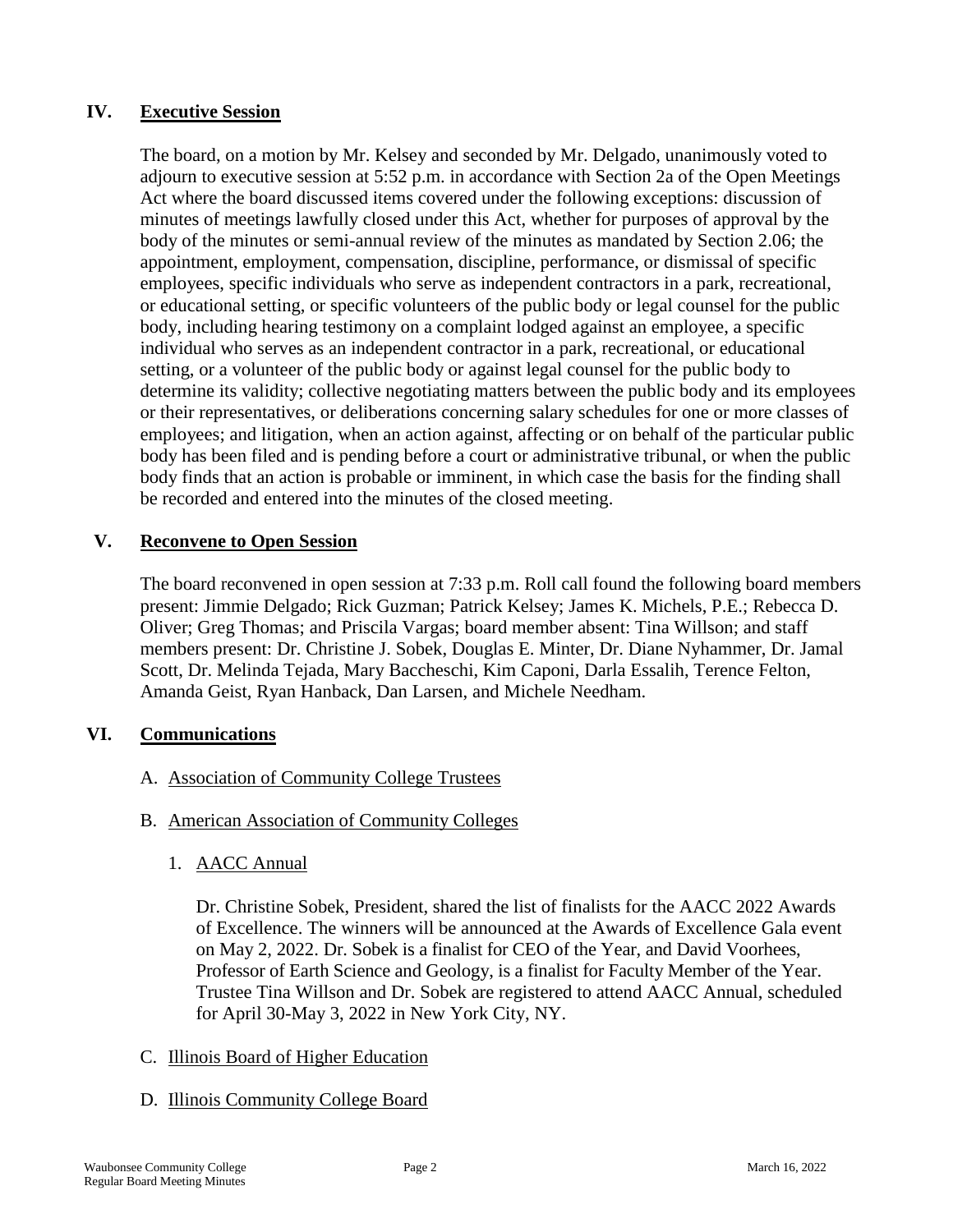## IV. Executive Session

The board, on a motion by Mr. Kelsey and seconded by Mr. Delgado, unanimously voted to adjourn to executive session at 5:52 p.m. in accordance with Section 2a of the Open Meetings Act where the board discussed items covered under the following exceptions: discussion of minutes of meetings lawfully closed under this Act, whether for purposes of approval by the body of the minutes or semi-annual review of the minutes as mandated by Section 2.06; the appointment, employment, compensation, discipline, performance, or dismissal of specific employees, specific individuals who serve as independent contractors in a park, recreational, or educational setting, or specific volunteers of the public body or legal counsel for the public body, including hearing testimony on a complaint lodged against an employee, a specific individual who serves as an independent contractor in a park, recreational, or educational setting, or a volunteer of the public body or against legal counsel for the public body to determine its validity; collective negotiating matters between the public body and its employees or their representatives, or deliberations concerning salary schedules for one or more classes of employees; and litigation, when an action against, affecting or on behalf of the particular public body has been filed and is pending before a court or administrative tribunal, or when the public body finds that an action is probable or imminent, in which case the basis for the finding shall be recorded and entered into the minutes of the closed meeting.

## V. Reconvene to Open Session

The board reconvened in open session at 7:33 p.m. Roll call found the following board members present: Jimmie Delgado; Rick Guzman; Patrick Kelsey; James K. Michels, P.E.; Rebecca D. Oliver; Greg Thomas; and Priscila Vargas; board member absent: Tina Willson; and staff members present: Dr. Christine J. Sobek, Douglas E. Minter, Dr. Diane Nyhammer, Dr. Jamal Scott, Dr. Melinda Tejada, Mary Baccheschi, Kim Caponi, Darla Essalih, Terence Felton, Amanda Geist, Ryan Hanback, Dan Larsen, and Michele Needham.

## VI. Communications

A. Association of Community College Trustees

B. American Association of Community Colleges

1. AACC Annual

   Dr. Christine Sobek, President, shared the list of finalists for the AACC 2022 Awards of Excellence. The winners will be announced at the Awards of Excellence Gala event on May 2, 2022. Dr. Sobek is a finalist for CEO of the Year, and David Voorhees, Professor of Earth Science and Geology, is a finalist for Faculty Member of the Year. Trustee Tina Willson and Dr. Sobek are registered to attend AACC Annual, scheduled for April 30-May 3, 2022 in New York City, NY.

C. Illinois Board of Higher Education

D. Illinois Community College Board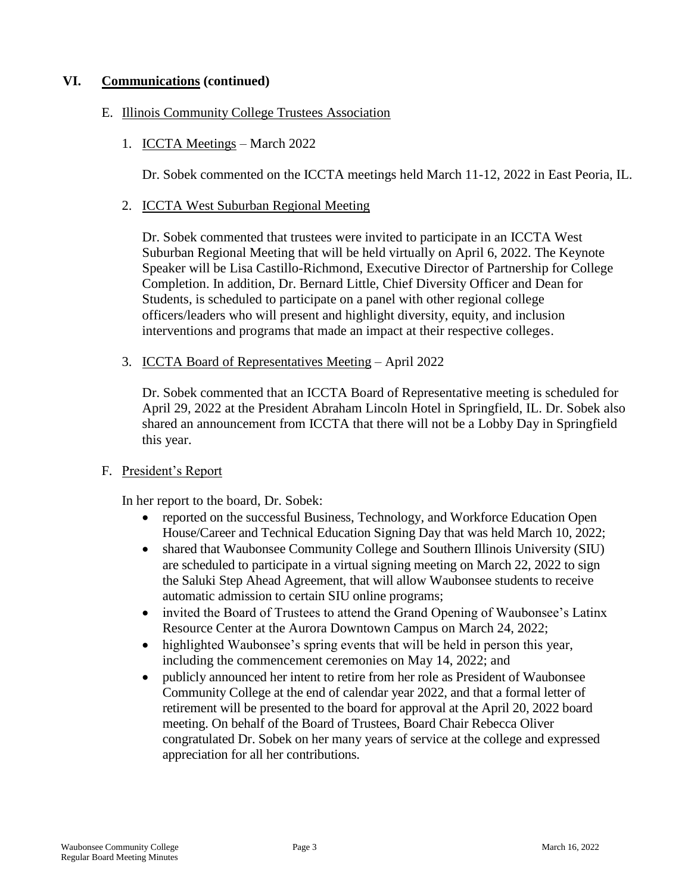## VI. **Communications** (continued)

### E. Illinois Community College Trustees Association

1. ICCTA Meetings – March 2022

   Dr. Sobek commented on the ICCTA meetings held March 11-12, 2022 in East Peoria, IL.

2. ICCTA West Suburban Regional Meeting

   Dr. Sobek commented that trustees were invited to participate in an ICCTA West Suburban Regional Meeting that will be held virtually on April 6, 2022. The Keynote Speaker will be Lisa Castillo-Richmond, Executive Director of Partnership for College Completion. In addition, Dr. Bernard Little, Chief Diversity Officer and Dean for Students, is scheduled to participate on a panel with other regional college officers/leaders who will present and highlight diversity, equity, and inclusion interventions and programs that made an impact at their respective colleges.

3. ICCTA Board of Representatives Meeting – April 2022

   Dr. Sobek commented that an ICCTA Board of Representative meeting is scheduled for April 29, 2022 at the President Abraham Lincoln Hotel in Springfield, IL. Dr. Sobek also shared an announcement from ICCTA that there will not be a Lobby Day in Springfield this year.

### F. President's Report

In her report to the board, Dr. Sobek:

- reported on the successful Business, Technology, and Workforce Education Open House/Career and Technical Education Signing Day that was held March 10, 2022;
- shared that Waubonsee Community College and Southern Illinois University (SIU) are scheduled to participate in a virtual signing meeting on March 22, 2022 to sign the Saluki Step Ahead Agreement, that will allow Waubonsee students to receive automatic admission to certain SIU online programs;
- invited the Board of Trustees to attend the Grand Opening of Waubonsee's Latinx Resource Center at the Aurora Downtown Campus on March 24, 2022;
- highlighted Waubonsee's spring events that will be held in person this year, including the commencement ceremonies on May 14, 2022; and
- publicly announced her intent to retire from her role as President of Waubonsee Community College at the end of calendar year 2022, and that a formal letter of retirement will be presented to the board for approval at the April 20, 2022 board meeting. On behalf of the Board of Trustees, Board Chair Rebecca Oliver congratulated Dr. Sobek on her many years of service at the college and expressed appreciation for all her contributions.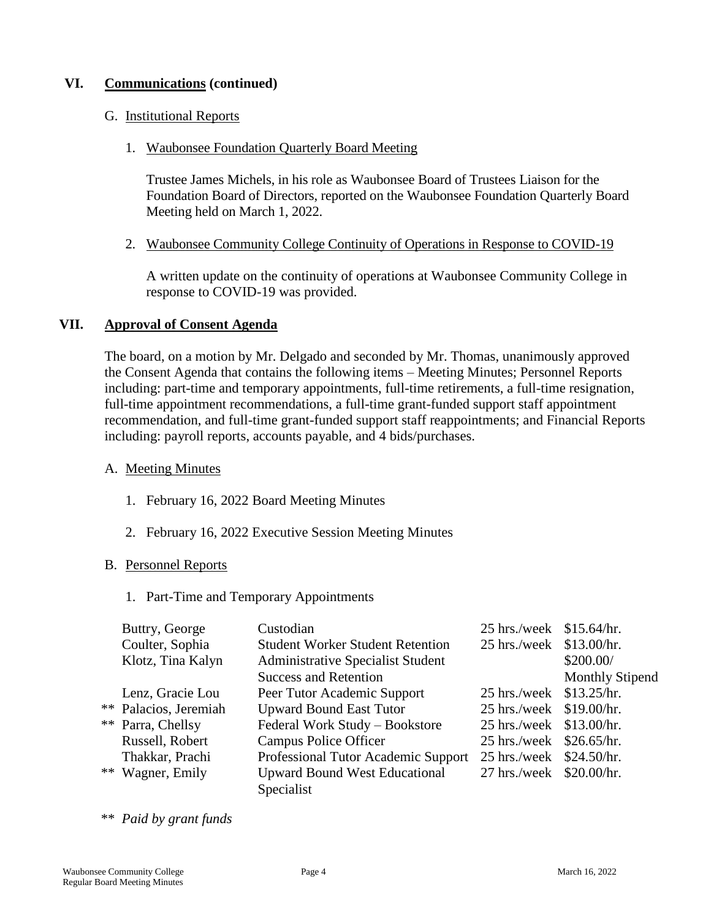## VI. Communications (continued)

### G. Institutional Reports

1. Waubonsee Foundation Quarterly Board Meeting

   Trustee James Michels, in his role as Waubonsee Board of Trustees Liaison for the Foundation Board of Directors, reported on the Waubonsee Foundation Quarterly Board Meeting held on March 1, 2022.

2. Waubonsee Community College Continuity of Operations in Response to COVID-19

   A written update on the continuity of operations at Waubonsee Community College in response to COVID-19 was provided.

## VII. Approval of Consent Agenda

The board, on a motion by Mr. Delgado and seconded by Mr. Thomas, unanimously approved the Consent Agenda that contains the following items – Meeting Minutes; Personnel Reports including: part-time and temporary appointments, full-time retirements, a full-time resignation, full-time appointment recommendations, a full-time grant-funded support staff appointment recommendation, and full-time grant-funded support staff reappointments; and Financial Reports including: payroll reports, accounts payable, and 4 bids/purchases.

### A. Meeting Minutes

1. February 16, 2022 Board Meeting Minutes
2. February 16, 2022 Executive Session Meeting Minutes

### B. Personnel Reports

1. Part-Time and Temporary Appointments

| Name | Position | Hours | Rate |
|---|---|---|---|
| Buttry, George | Custodian | 25 hrs./week | $15.64/hr. |
| Coulter, Sophia | Student Worker Student Retention | 25 hrs./week | $13.00/hr. |
| Klotz, Tina Kalyn | Administrative Specialist Student Success and Retention | | $200.00/ Monthly Stipend |
| Lenz, Gracie Lou | Peer Tutor Academic Support | 25 hrs./week | $13.25/hr. |
| ** Palacios, Jeremiah | Upward Bound East Tutor | 25 hrs./week | $19.00/hr. |
| ** Parra, Chellsy | Federal Work Study – Bookstore | 25 hrs./week | $13.00/hr. |
| Russell, Robert | Campus Police Officer | 25 hrs./week | $26.65/hr. |
| Thakkar, Prachi | Professional Tutor Academic Support | 25 hrs./week | $24.50/hr. |
| ** Wagner, Emily | Upward Bound West Educational Specialist | 27 hrs./week | $20.00/hr. |

** *Paid by grant funds*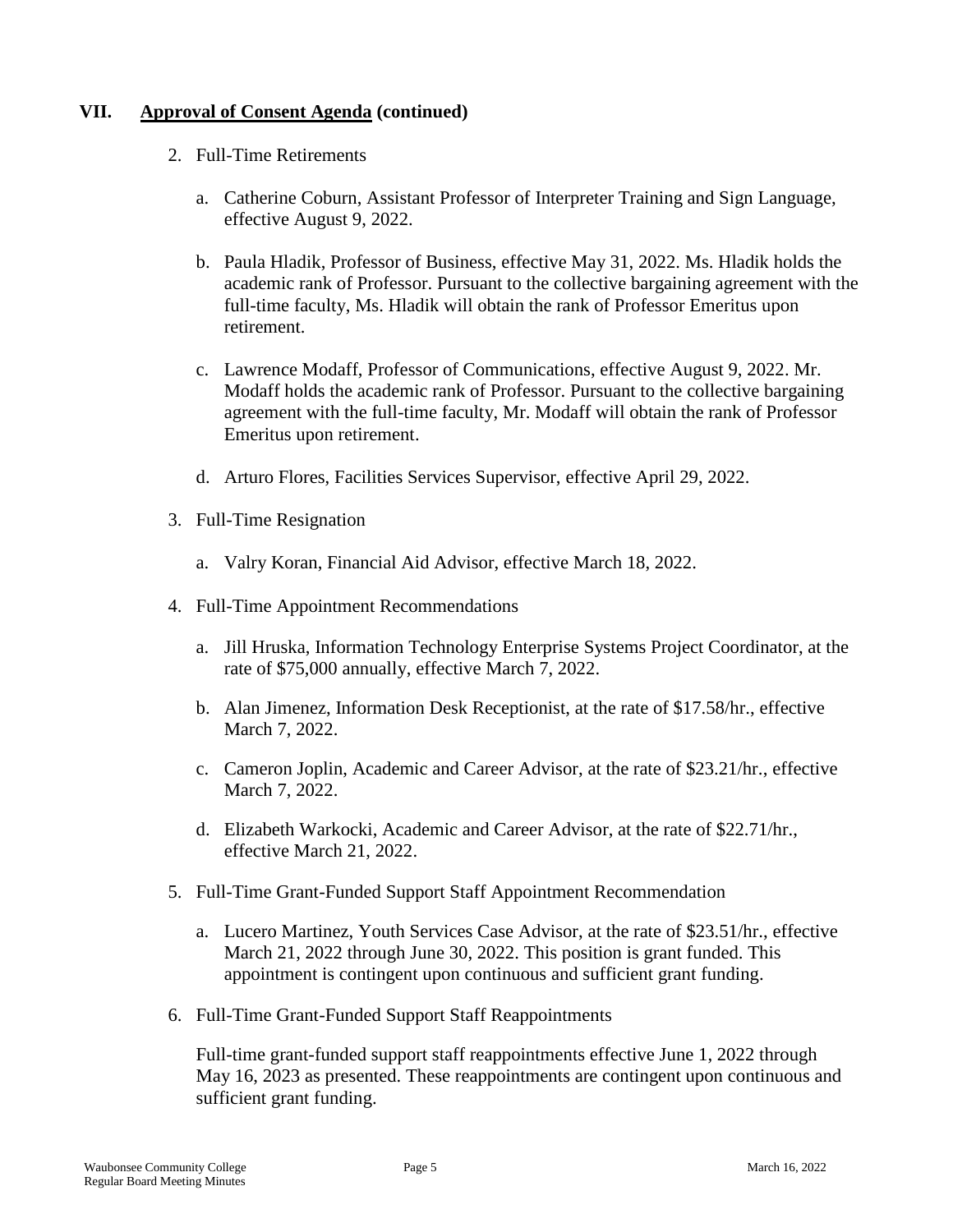## VII. Approval of Consent Agenda (continued)

2. Full-Time Retirements

   a. Catherine Coburn, Assistant Professor of Interpreter Training and Sign Language, effective August 9, 2022.

   b. Paula Hladik, Professor of Business, effective May 31, 2022. Ms. Hladik holds the academic rank of Professor. Pursuant to the collective bargaining agreement with the full-time faculty, Ms. Hladik will obtain the rank of Professor Emeritus upon retirement.

   c. Lawrence Modaff, Professor of Communications, effective August 9, 2022. Mr. Modaff holds the academic rank of Professor. Pursuant to the collective bargaining agreement with the full-time faculty, Mr. Modaff will obtain the rank of Professor Emeritus upon retirement.

   d. Arturo Flores, Facilities Services Supervisor, effective April 29, 2022.

3. Full-Time Resignation

   a. Valry Koran, Financial Aid Advisor, effective March 18, 2022.

4. Full-Time Appointment Recommendations

   a. Jill Hruska, Information Technology Enterprise Systems Project Coordinator, at the rate of $75,000 annually, effective March 7, 2022.

   b. Alan Jimenez, Information Desk Receptionist, at the rate of $17.58/hr., effective March 7, 2022.

   c. Cameron Joplin, Academic and Career Advisor, at the rate of $23.21/hr., effective March 7, 2022.

   d. Elizabeth Warkocki, Academic and Career Advisor, at the rate of $22.71/hr., effective March 21, 2022.

5. Full-Time Grant-Funded Support Staff Appointment Recommendation

   a. Lucero Martinez, Youth Services Case Advisor, at the rate of $23.51/hr., effective March 21, 2022 through June 30, 2022. This position is grant funded. This appointment is contingent upon continuous and sufficient grant funding.

6. Full-Time Grant-Funded Support Staff Reappointments

   Full-time grant-funded support staff reappointments effective June 1, 2022 through May 16, 2023 as presented. These reappointments are contingent upon continuous and sufficient grant funding.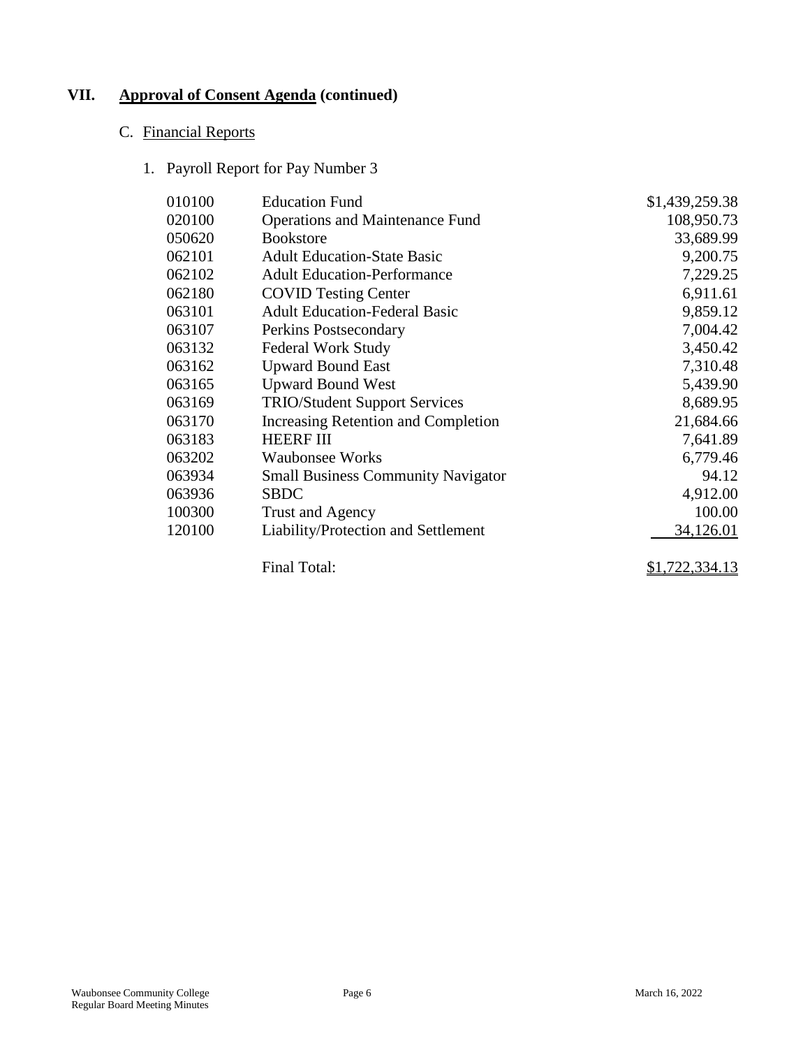## VII. **Approval of Consent Agenda (continued)**

### C. Financial Reports

1. Payroll Report for Pay Number 3

| | | |
|---|---|---|
| 010100 | Education Fund | $1,439,259.38 |
| 020100 | Operations and Maintenance Fund | 108,950.73 |
| 050620 | Bookstore | 33,689.99 |
| 062101 | Adult Education-State Basic | 9,200.75 |
| 062102 | Adult Education-Performance | 7,229.25 |
| 062180 | COVID Testing Center | 6,911.61 |
| 063101 | Adult Education-Federal Basic | 9,859.12 |
| 063107 | Perkins Postsecondary | 7,004.42 |
| 063132 | Federal Work Study | 3,450.42 |
| 063162 | Upward Bound East | 7,310.48 |
| 063165 | Upward Bound West | 5,439.90 |
| 063169 | TRIO/Student Support Services | 8,689.95 |
| 063170 | Increasing Retention and Completion | 21,684.66 |
| 063183 | HEERF III | 7,641.89 |
| 063202 | Waubonsee Works | 6,779.46 |
| 063934 | Small Business Community Navigator | 94.12 |
| 063936 | SBDC | 4,912.00 |
| 100300 | Trust and Agency | 100.00 |
| 120100 | Liability/Protection and Settlement | 34,126.01 |
| | Final Total: | $1,722,334.13 |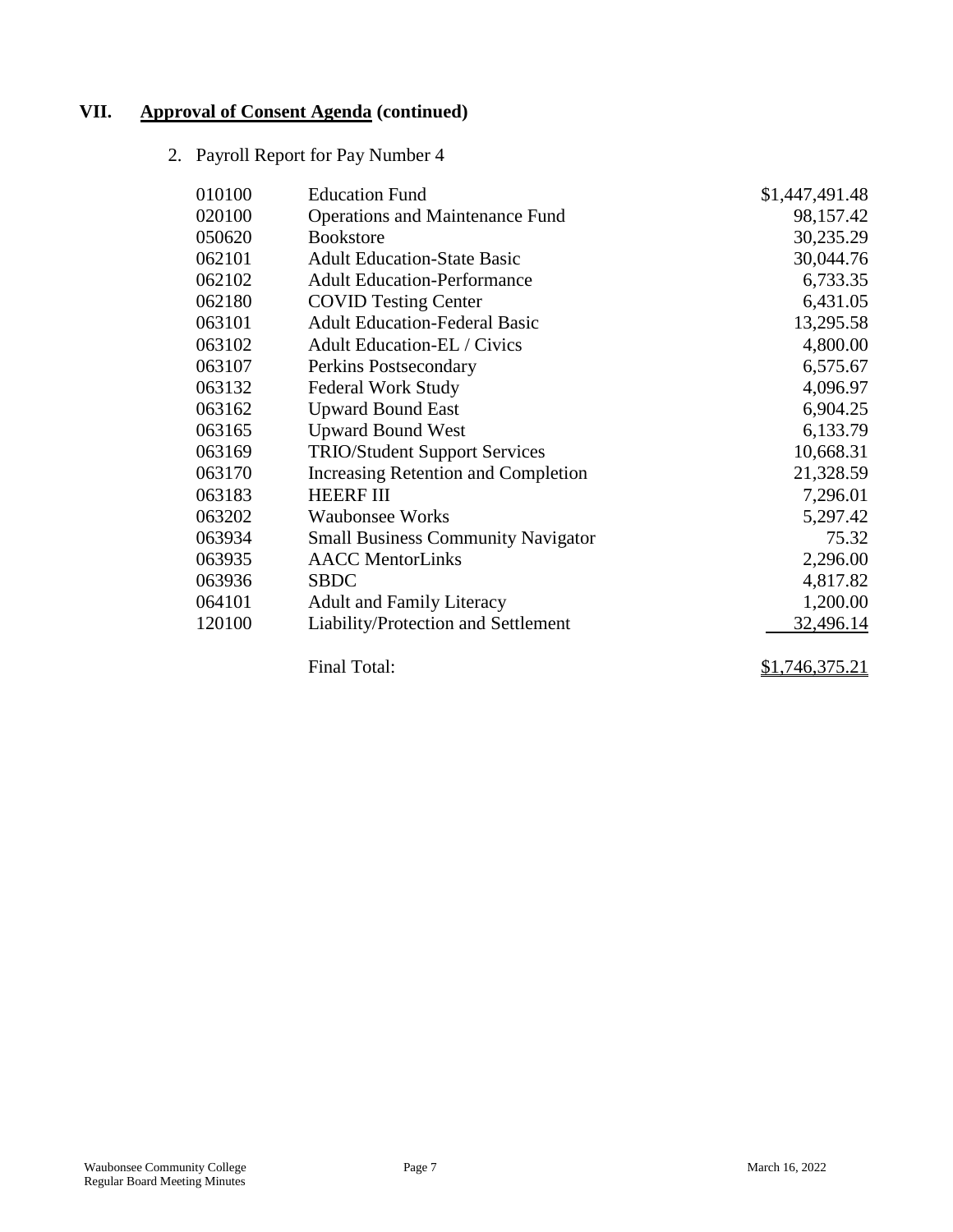## VII. Approval of Consent Agenda (continued)

2. Payroll Report for Pay Number 4

| | | |
|---|---|---:|
| 010100 | Education Fund | $1,447,491.48 |
| 020100 | Operations and Maintenance Fund | 98,157.42 |
| 050620 | Bookstore | 30,235.29 |
| 062101 | Adult Education-State Basic | 30,044.76 |
| 062102 | Adult Education-Performance | 6,733.35 |
| 062180 | COVID Testing Center | 6,431.05 |
| 063101 | Adult Education-Federal Basic | 13,295.58 |
| 063102 | Adult Education-EL / Civics | 4,800.00 |
| 063107 | Perkins Postsecondary | 6,575.67 |
| 063132 | Federal Work Study | 4,096.97 |
| 063162 | Upward Bound East | 6,904.25 |
| 063165 | Upward Bound West | 6,133.79 |
| 063169 | TRIO/Student Support Services | 10,668.31 |
| 063170 | Increasing Retention and Completion | 21,328.59 |
| 063183 | HEERF III | 7,296.01 |
| 063202 | Waubonsee Works | 5,297.42 |
| 063934 | Small Business Community Navigator | 75.32 |
| 063935 | AACC MentorLinks | 2,296.00 |
| 063936 | SBDC | 4,817.82 |
| 064101 | Adult and Family Literacy | 1,200.00 |
| 120100 | Liability/Protection and Settlement | 32,496.14 |
| | Final Total: | $1,746,375.21 |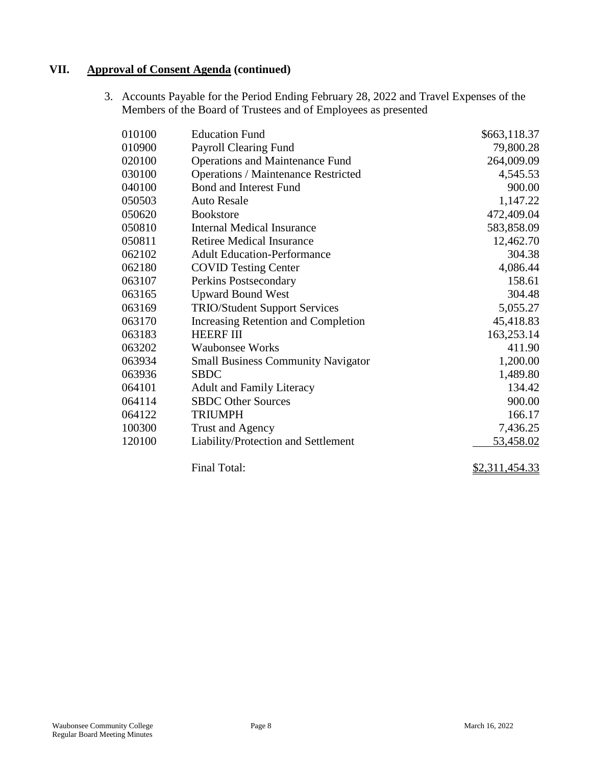## VII. Approval of Consent Agenda (continued)

3. Accounts Payable for the Period Ending February 28, 2022 and Travel Expenses of the Members of the Board of Trustees and of Employees as presented

| | | |
|---|---|---|
| 010100 | Education Fund | $663,118.37 |
| 010900 | Payroll Clearing Fund | 79,800.28 |
| 020100 | Operations and Maintenance Fund | 264,009.09 |
| 030100 | Operations / Maintenance Restricted | 4,545.53 |
| 040100 | Bond and Interest Fund | 900.00 |
| 050503 | Auto Resale | 1,147.22 |
| 050620 | Bookstore | 472,409.04 |
| 050810 | Internal Medical Insurance | 583,858.09 |
| 050811 | Retiree Medical Insurance | 12,462.70 |
| 062102 | Adult Education-Performance | 304.38 |
| 062180 | COVID Testing Center | 4,086.44 |
| 063107 | Perkins Postsecondary | 158.61 |
| 063165 | Upward Bound West | 304.48 |
| 063169 | TRIO/Student Support Services | 5,055.27 |
| 063170 | Increasing Retention and Completion | 45,418.83 |
| 063183 | HEERF III | 163,253.14 |
| 063202 | Waubonsee Works | 411.90 |
| 063934 | Small Business Community Navigator | 1,200.00 |
| 063936 | SBDC | 1,489.80 |
| 064101 | Adult and Family Literacy | 134.42 |
| 064114 | SBDC Other Sources | 900.00 |
| 064122 | TRIUMPH | 166.17 |
| 100300 | Trust and Agency | 7,436.25 |
| 120100 | Liability/Protection and Settlement | 53,458.02 |
| | Final Total: | $2,311,454.33 |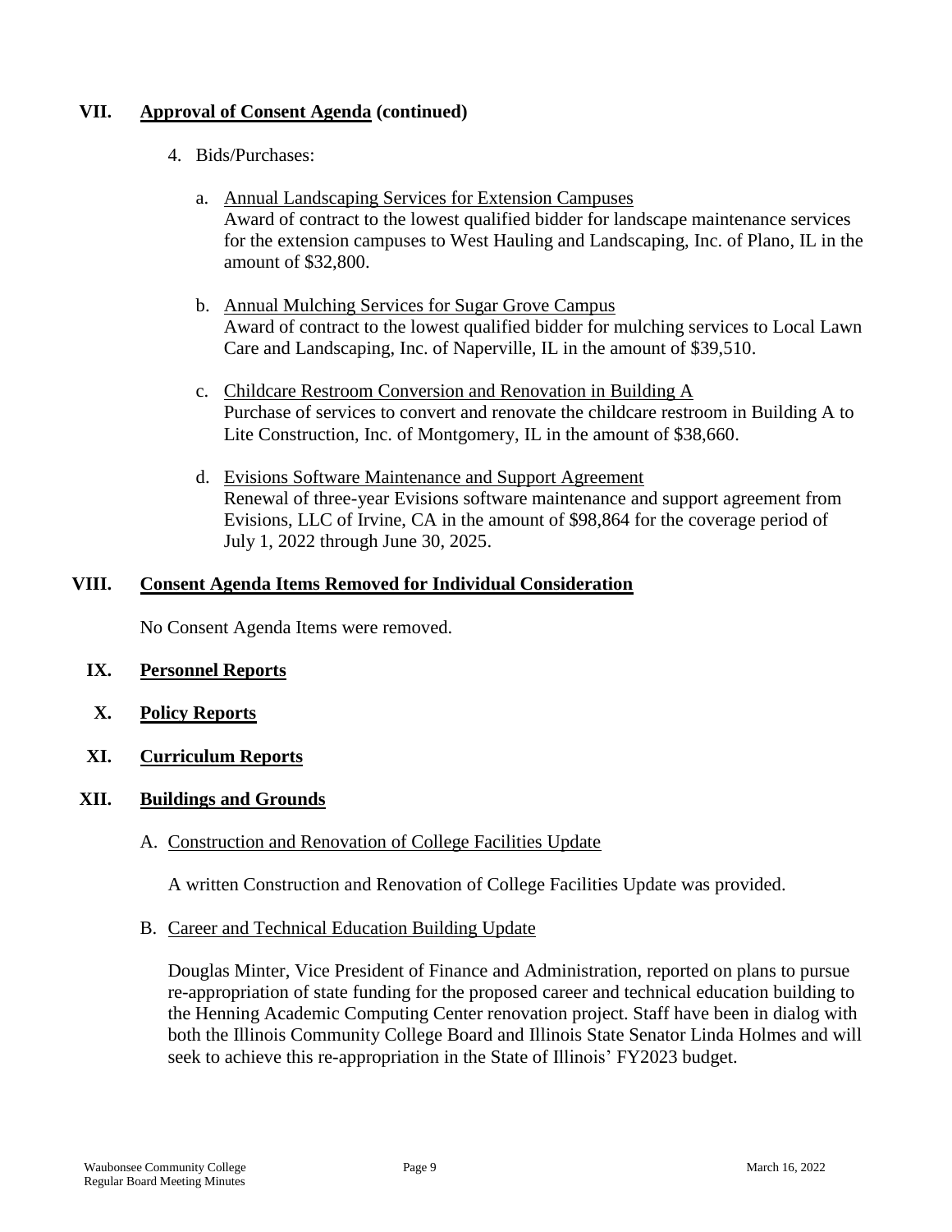## VII. Approval of Consent Agenda (continued)

4. Bids/Purchases:

   a. Annual Landscaping Services for Extension Campuses
   Award of contract to the lowest qualified bidder for landscape maintenance services for the extension campuses to West Hauling and Landscaping, Inc. of Plano, IL in the amount of $32,800.

   b. Annual Mulching Services for Sugar Grove Campus
   Award of contract to the lowest qualified bidder for mulching services to Local Lawn Care and Landscaping, Inc. of Naperville, IL in the amount of $39,510.

   c. Childcare Restroom Conversion and Renovation in Building A
   Purchase of services to convert and renovate the childcare restroom in Building A to Lite Construction, Inc. of Montgomery, IL in the amount of $38,660.

   d. Evisions Software Maintenance and Support Agreement
   Renewal of three-year Evisions software maintenance and support agreement from Evisions, LLC of Irvine, CA in the amount of $98,864 for the coverage period of July 1, 2022 through June 30, 2025.

## VIII. Consent Agenda Items Removed for Individual Consideration

No Consent Agenda Items were removed.

## IX. Personnel Reports

## X. Policy Reports

## XI. Curriculum Reports

## XII. Buildings and Grounds

A. Construction and Renovation of College Facilities Update

A written Construction and Renovation of College Facilities Update was provided.

B. Career and Technical Education Building Update

Douglas Minter, Vice President of Finance and Administration, reported on plans to pursue re-appropriation of state funding for the proposed career and technical education building to the Henning Academic Computing Center renovation project. Staff have been in dialog with both the Illinois Community College Board and Illinois State Senator Linda Holmes and will seek to achieve this re-appropriation in the State of Illinois' FY2023 budget.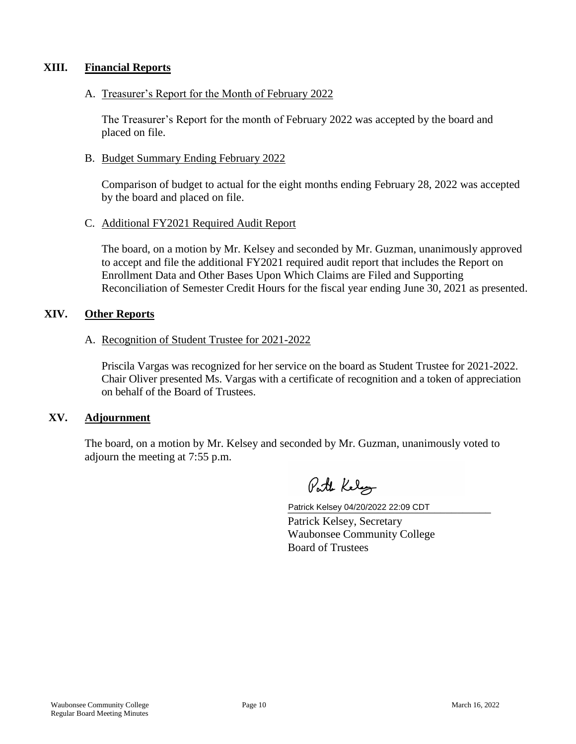## XIII. Financial Reports

A. Treasurer's Report for the Month of February 2022

The Treasurer's Report for the month of February 2022 was accepted by the board and placed on file.

B. Budget Summary Ending February 2022

Comparison of budget to actual for the eight months ending February 28, 2022 was accepted by the board and placed on file.

C. Additional FY2021 Required Audit Report

The board, on a motion by Mr. Kelsey and seconded by Mr. Guzman, unanimously approved to accept and file the additional FY2021 required audit report that includes the Report on Enrollment Data and Other Bases Upon Which Claims are Filed and Supporting Reconciliation of Semester Credit Hours for the fiscal year ending June 30, 2021 as presented.

## XIV. Other Reports

A. Recognition of Student Trustee for 2021-2022

Priscila Vargas was recognized for her service on the board as Student Trustee for 2021-2022. Chair Oliver presented Ms. Vargas with a certificate of recognition and a token of appreciation on behalf of the Board of Trustees.

## XV. Adjournment

The board, on a motion by Mr. Kelsey and seconded by Mr. Guzman, unanimously voted to adjourn the meeting at 7:55 p.m.

Patrick Kelsey 04/20/2022 22:09 CDT

Patrick Kelsey, Secretary
Waubonsee Community College
Board of Trustees